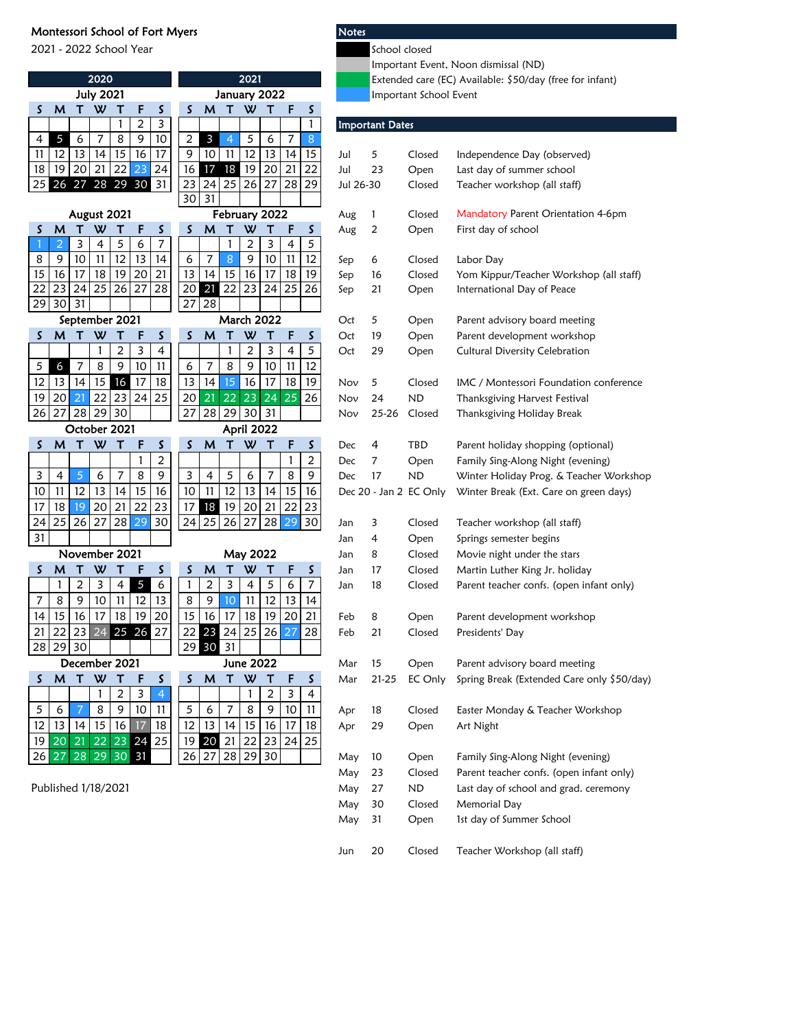# Montessori School of Fort Myers

2021 - 2022 School Year

| 2020 | | | | | | |
|---|---|---|---|---|---|---|
| **July 2021** | | | | | | |
| S | M | T | W | T | F | S |
| | | | | 1 | 2 | 3 |
| 4 | 5 | 6 | 7 | 8 | 9 | 10 |
| 11 | 12 | 13 | 14 | 15 | 16 | 17 |
| 18 | 19 | 20 | 21 | 22 | 23 | 24 |
| 25 | 26 | 27 | 28 | 29 | 30 | 31 |

| **August 2021** | | | | | | |
|---|---|---|---|---|---|---|
| S | M | T | W | T | F | S |
| 1 | 2 | 3 | 4 | 5 | 6 | 7 |
| 8 | 9 | 10 | 11 | 12 | 13 | 14 |
| 15 | 16 | 17 | 18 | 19 | 20 | 21 |
| 22 | 23 | 24 | 25 | 26 | 27 | 28 |
| 29 | 30 | 31 | | | | |

| **September 2021** | | | | | | |
|---|---|---|---|---|---|---|
| S | M | T | W | T | F | S |
| | | | 1 | 2 | 3 | 4 |
| 5 | 6 | 7 | 8 | 9 | 10 | 11 |
| 12 | 13 | 14 | 15 | 16 | 17 | 18 |
| 19 | 20 | 21 | 22 | 23 | 24 | 25 |
| 26 | 27 | 28 | 29 | 30 | | |

| **October 2021** | | | | | | |
|---|---|---|---|---|---|---|
| S | M | T | W | T | F | S |
| | | | | | 1 | 2 |
| 3 | 4 | 5 | 6 | 7 | 8 | 9 |
| 10 | 11 | 12 | 13 | 14 | 15 | 16 |
| 17 | 18 | 19 | 20 | 21 | 22 | 23 |
| 24 | 25 | 26 | 27 | 28 | 29 | 30 |
| 31 | | | | | | |

| **November 2021** | | | | | | |
|---|---|---|---|---|---|---|
| S | M | T | W | T | F | S |
| | 1 | 2 | 3 | 4 | 5 | 6 |
| 7 | 8 | 9 | 10 | 11 | 12 | 13 |
| 14 | 15 | 16 | 17 | 18 | 19 | 20 |
| 21 | 22 | 23 | 24 | 25 | 26 | 27 |
| 28 | 29 | 30 | | | | |

| **December 2021** | | | | | | |
|---|---|---|---|---|---|---|
| S | M | T | W | T | F | S |
| | | | 1 | 2 | 3 | 4 |
| 5 | 6 | 7 | 8 | 9 | 10 | 11 |
| 12 | 13 | 14 | 15 | 16 | 17 | 18 |
| 19 | 20 | 21 | 22 | 23 | 24 | 25 |
| 26 | 27 | 28 | 29 | 30 | 31 | |

| 2021 | | | | | | |
|---|---|---|---|---|---|---|
| **January 2022** | | | | | | |
| S | M | T | W | T | F | S |
| | | | | | | 1 |
| 2 | 3 | 4 | 5 | 6 | 7 | 8 |
| 9 | 10 | 11 | 12 | 13 | 14 | 15 |
| 16 | 17 | 18 | 19 | 20 | 21 | 22 |
| 23 | 24 | 25 | 26 | 27 | 28 | 29 |
| 30 | 31 | | | | | |

| **February 2022** | | | | | | |
|---|---|---|---|---|---|---|
| S | M | T | W | T | F | S |
| | | 1 | 2 | 3 | 4 | 5 |
| 6 | 7 | 8 | 9 | 10 | 11 | 12 |
| 13 | 14 | 15 | 16 | 17 | 18 | 19 |
| 20 | 21 | 22 | 23 | 24 | 25 | 26 |
| 27 | 28 | | | | | |

| **March 2022** | | | | | | |
|---|---|---|---|---|---|---|
| S | M | T | W | T | F | S |
| | | 1 | 2 | 3 | 4 | 5 |
| 6 | 7 | 8 | 9 | 10 | 11 | 12 |
| 13 | 14 | 15 | 16 | 17 | 18 | 19 |
| 20 | 21 | 22 | 23 | 24 | 25 | 26 |
| 27 | 28 | 29 | 30 | 31 | | |

| **April 2022** | | | | | | |
|---|---|---|---|---|---|---|
| S | M | T | W | T | F | S |
| | | | | | 1 | 2 |
| 3 | 4 | 5 | 6 | 7 | 8 | 9 |
| 10 | 11 | 12 | 13 | 14 | 15 | 16 |
| 17 | 18 | 19 | 20 | 21 | 22 | 23 |
| 24 | 25 | 26 | 27 | 28 | 29 | 30 |

| **May 2022** | | | | | | |
|---|---|---|---|---|---|---|
| S | M | T | W | T | F | S |
| 1 | 2 | 3 | 4 | 5 | 6 | 7 |
| 8 | 9 | 10 | 11 | 12 | 13 | 14 |
| 15 | 16 | 17 | 18 | 19 | 20 | 21 |
| 22 | 23 | 24 | 25 | 26 | 27 | 28 |
| 29 | 30 | 31 | | | | |

| **June 2022** | | | | | | |
|---|---|---|---|---|---|---|
| S | M | T | W | T | F | S |
| | | | 1 | 2 | 3 | 4 |
| 5 | 6 | 7 | 8 | 9 | 10 | 11 |
| 12 | 13 | 14 | 15 | 16 | 17 | 18 |
| 19 | 20 | 21 | 22 | 23 | 24 | 25 |
| 26 | 27 | 28 | 29 | 30 | | |

Published 1/18/2021

## Notes

- School closed
- Important Event, Noon dismissal (ND)
- Extended care (EC) Available: $50/day (free for infant)
- Important School Event

## Important Dates

| Date | | Status | Event |
|---|---|---|---|
| Jul | 5 | Closed | Independence Day (observed) |
| Jul | 23 | Open | Last day of summer school |
| Jul 26-30 | | Closed | Teacher workshop (all staff) |
| Aug | 1 | Closed | Mandatory Parent Orientation 4-6pm |
| Aug | 2 | Open | First day of school |
| Sep | 6 | Closed | Labor Day |
| Sep | 16 | Closed | Yom Kippur/Teacher Workshop (all staff) |
| Sep | 21 | Open | International Day of Peace |
| Oct | 5 | Open | Parent advisory board meeting |
| Oct | 19 | Open | Parent development workshop |
| Oct | 29 | Open | Cultural Diversity Celebration |
| Nov | 5 | Closed | IMC / Montessori Foundation conference |
| Nov | 24 | ND | Thanksgiving Harvest Festival |
| Nov | 25-26 | Closed | Thanksgiving Holiday Break |
| Dec | 4 | TBD | Parent holiday shopping (optional) |
| Dec | 7 | Open | Family Sing-Along Night (evening) |
| Dec | 17 | ND | Winter Holiday Prog. & Teacher Workshop |
| Dec 20 - Jan 2 | | EC Only | Winter Break (Ext. Care on green days) |
| Jan | 3 | Closed | Teacher workshop (all staff) |
| Jan | 4 | Open | Springs semester begins |
| Jan | 8 | Closed | Movie night under the stars |
| Jan | 17 | Closed | Martin Luther King Jr. holiday |
| Jan | 18 | Closed | Parent teacher confs. (open infant only) |
| Feb | 8 | Open | Parent development workshop |
| Feb | 21 | Closed | Presidents' Day |
| Mar | 15 | Open | Parent advisory board meeting |
| Mar | 21-25 | EC Only | Spring Break (Extended Care only $50/day) |
| Apr | 18 | Closed | Easter Monday & Teacher Workshop |
| Apr | 29 | Open | Art Night |
| May | 10 | Open | Family Sing-Along Night (evening) |
| May | 23 | Closed | Parent teacher confs. (open infant only) |
| May | 27 | ND | Last day of school and grad. ceremony |
| May | 30 | Closed | Memorial Day |
| May | 31 | Open | 1st day of Summer School |
| Jun | 20 | Closed | Teacher Workshop (all staff) |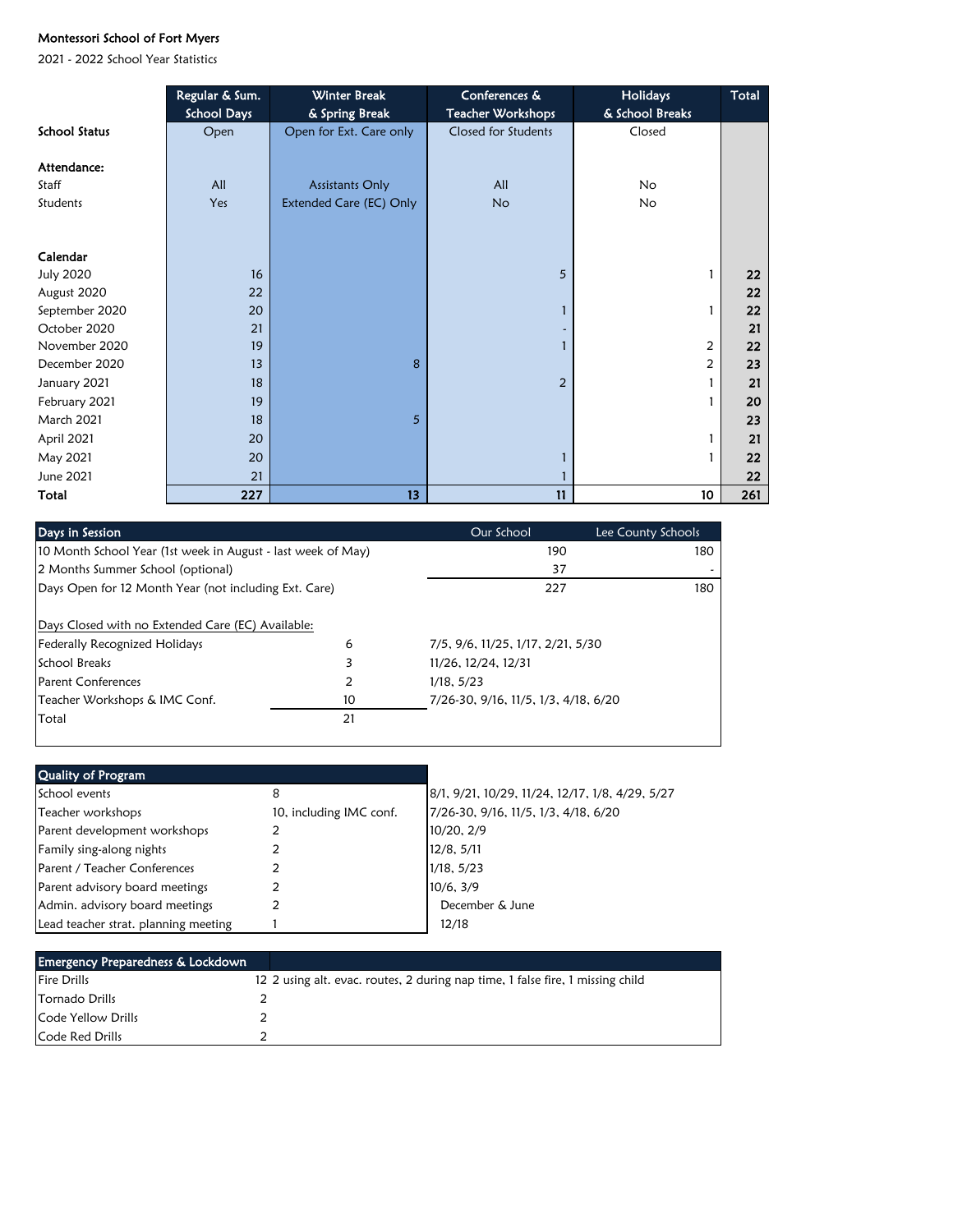Montessori School of Fort Myers

2021 - 2022 School Year Statistics

| | Regular & Sum. School Days | Winter Break & Spring Break | Conferences & Teacher Workshops | Holidays & School Breaks | Total |
|---|---|---|---|---|---|
| **School Status** | Open | Open for Ext. Care only | Closed for Students | Closed | |
| **Attendance:** | | | | | |
| Staff | All | Assistants Only | All | No | |
| Students | Yes | Extended Care (EC) Only | No | No | |
| **Calendar** | | | | | |
| July 2020 | 16 | | 5 | 1 | **22** |
| August 2020 | 22 | | | | **22** |
| September 2020 | 20 | | 1 | 1 | **22** |
| October 2020 | 21 | | - | | **21** |
| November 2020 | 19 | | 1 | 2 | **22** |
| December 2020 | 13 | 8 | | 2 | **23** |
| January 2021 | 18 | | 2 | 1 | **21** |
| February 2021 | 19 | | | 1 | **20** |
| March 2021 | 18 | 5 | | | **23** |
| April 2021 | 20 | | | 1 | **21** |
| May 2021 | 20 | | 1 | 1 | **22** |
| June 2021 | 21 | | 1 | | **22** |
| **Total** | **227** | **13** | **11** | **10** | **261** |

| Days in Session | | | Our School | Lee County Schools |
|---|---|---|---|---|
| 10 Month School Year (1st week in August - last week of May) | | | 190 | 180 |
| 2 Months Summer School (optional) | | | 37 | - |
| Days Open for 12 Month Year (not including Ext. Care) | | | 227 | 180 |
| Days Closed with no Extended Care (EC) Available: | | | | |
| Federally Recognized Holidays | 6 | 7/5, 9/6, 11/25, 1/17, 2/21, 5/30 | | |
| School Breaks | 3 | 11/26, 12/24, 12/31 | | |
| Parent Conferences | 2 | 1/18, 5/23 | | |
| Teacher Workshops & IMC Conf. | 10 | 7/26-30, 9/16, 11/5, 1/3, 4/18, 6/20 | | |
| Total | 21 | | | |

| Quality of Program | | |
|---|---|---|
| School events | 8 | 8/1, 9/21, 10/29, 11/24, 12/17, 1/8, 4/29, 5/27 |
| Teacher workshops | 10, including IMC conf. | 7/26-30, 9/16, 11/5, 1/3, 4/18, 6/20 |
| Parent development workshops | 2 | 10/20, 2/9 |
| Family sing-along nights | 2 | 12/8, 5/11 |
| Parent / Teacher Conferences | 2 | 1/18, 5/23 |
| Parent advisory board meetings | 2 | 10/6, 3/9 |
| Admin. advisory board meetings | 2 | December & June |
| Lead teacher strat. planning meeting | 1 | 12/18 |

| Emergency Preparedness & Lockdown | | |
|---|---|---|
| Fire Drills | 12 | 2 using alt. evac. routes, 2 during nap time, 1 false fire, 1 missing child |
| Tornado Drills | 2 | |
| Code Yellow Drills | 2 | |
| Code Red Drills | 2 | |